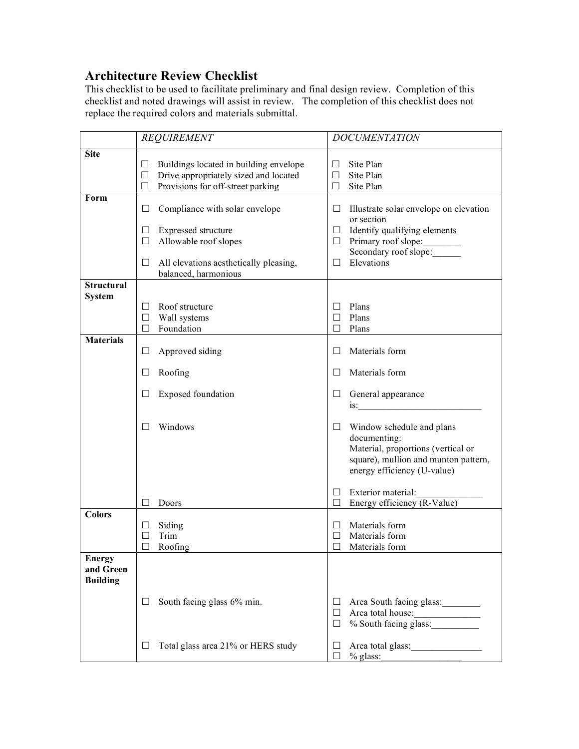# Architecture Review Checklist

This checklist to be used to facilitate preliminary and final design review. Completion of this checklist and noted drawings will assist in review. The completion of this checklist does not replace the required colors and materials submittal.

| | *REQUIREMENT* | *DOCUMENTATION* |
|---|---|---|
| **Site** | ☐ Buildings located in building envelope<br>☐ Drive appropriately sized and located<br>☐ Provisions for off-street parking | ☐ Site Plan<br>☐ Site Plan<br>☐ Site Plan |
| **Form** | ☐ Compliance with solar envelope<br><br>☐ Expressed structure<br>☐ Allowable roof slopes<br><br>☐ All elevations aesthetically pleasing, balanced, harmonious | ☐ Illustrate solar envelope on elevation or section<br>☐ Identify qualifying elements<br>☐ Primary roof slope:________<br>Secondary roof slope:______<br>☐ Elevations |
| **Structural System** | ☐ Roof structure<br>☐ Wall systems<br>☐ Foundation | ☐ Plans<br>☐ Plans<br>☐ Plans |
| **Materials** | ☐ Approved siding<br><br>☐ Roofing<br><br>☐ Exposed foundation<br><br>☐ Windows<br><br>☐ Doors | ☐ Materials form<br><br>☐ Materials form<br><br>☐ General appearance is:__________________________<br><br>☐ Window schedule and plans documenting:<br>Material, proportions (vertical or square), mullion and munton pattern, energy efficiency (U-value)<br><br>☐ Exterior material:______________<br>☐ Energy efficiency (R-Value) |
| **Colors** | ☐ Siding<br>☐ Trim<br>☐ Roofing | ☐ Materials form<br>☐ Materials form<br>☐ Materials form |
| **Energy and Green Building** | ☐ South facing glass 6% min.<br><br>☐ Total glass area 21% or HERS study | ☐ Area South facing glass:________<br>☐ Area total house:______________<br>☐ % South facing glass:__________<br><br>☐ Area total glass:_______________<br>☐ % glass:________________ |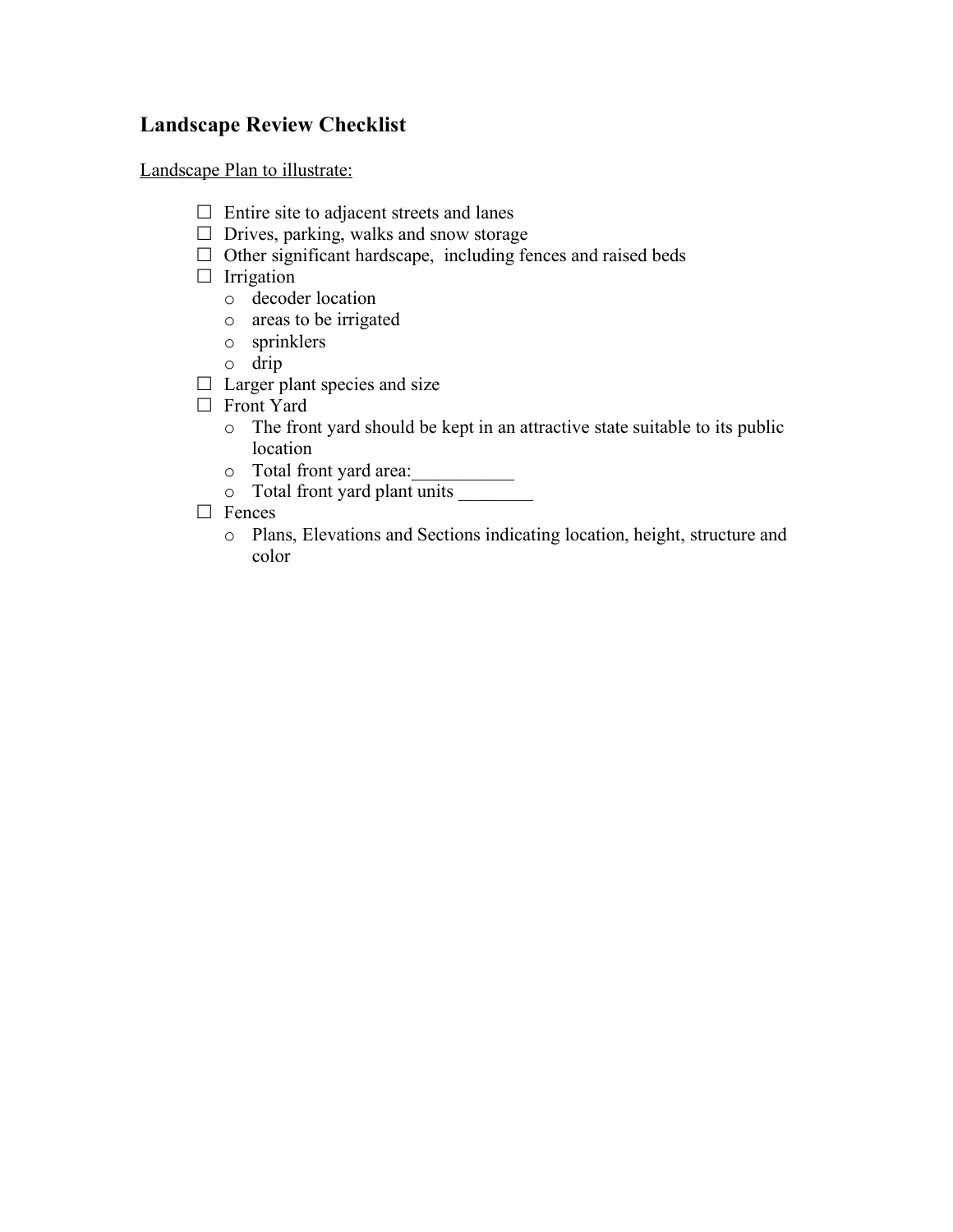## Landscape Review Checklist

Landscape Plan to illustrate:

- ☐ Entire site to adjacent streets and lanes
- ☐ Drives, parking, walks and snow storage
- ☐ Other significant hardscape,  including fences and raised beds
- ☐ Irrigation
  - o decoder location
  - o areas to be irrigated
  - o sprinklers
  - o drip
- ☐ Larger plant species and size
- ☐ Front Yard
  - o The front yard should be kept in an attractive state suitable to its public location
  - o Total front yard area:___________
  - o Total front yard plant units ________
- ☐ Fences
  - o Plans, Elevations and Sections indicating location, height, structure and color